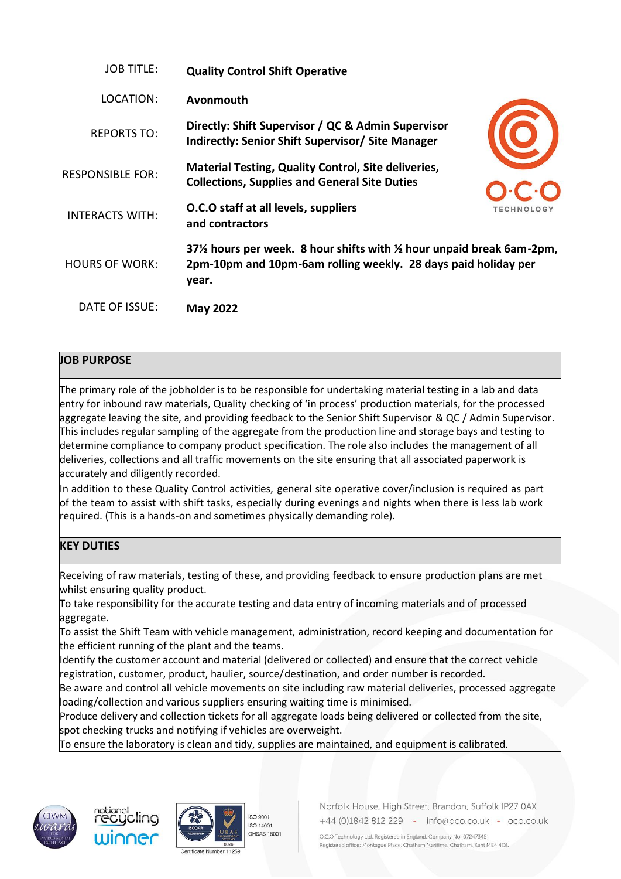| | |
|---|---|
| JOB TITLE: | **Quality Control Shift Operative** |
| LOCATION: | **Avonmouth** |
| REPORTS TO: | **Directly: Shift Supervisor / QC & Admin Supervisor**<br>**Indirectly: Senior Shift Supervisor/ Site Manager** |
| RESPONSIBLE FOR: | **Material Testing, Quality Control, Site deliveries, Collections, Supplies and General Site Duties** |
| INTERACTS WITH: | **O.C.O staff at all levels, suppliers and contractors** |
| HOURS OF WORK: | **37½ hours per week. 8 hour shifts with ½ hour unpaid break 6am-2pm, 2pm-10pm and 10pm-6am rolling weekly. 28 days paid holiday per year.** |
| DATE OF ISSUE: | **May 2022** |

## JOB PURPOSE

The primary role of the jobholder is to be responsible for undertaking material testing in a lab and data entry for inbound raw materials, Quality checking of 'in process' production materials, for the processed aggregate leaving the site, and providing feedback to the Senior Shift Supervisor & QC / Admin Supervisor. This includes regular sampling of the aggregate from the production line and storage bays and testing to determine compliance to company product specification. The role also includes the management of all deliveries, collections and all traffic movements on the site ensuring that all associated paperwork is accurately and diligently recorded.

In addition to these Quality Control activities, general site operative cover/inclusion is required as part of the team to assist with shift tasks, especially during evenings and nights when there is less lab work required. (This is a hands-on and sometimes physically demanding role).

## KEY DUTIES

Receiving of raw materials, testing of these, and providing feedback to ensure production plans are met whilst ensuring quality product.

To take responsibility for the accurate testing and data entry of incoming materials and of processed aggregate.

To assist the Shift Team with vehicle management, administration, record keeping and documentation for the efficient running of the plant and the teams.

Identify the customer account and material (delivered or collected) and ensure that the correct vehicle registration, customer, product, haulier, source/destination, and order number is recorded.

Be aware and control all vehicle movements on site including raw material deliveries, processed aggregate loading/collection and various suppliers ensuring waiting time is minimised.

Produce delivery and collection tickets for all aggregate loads being delivered or collected from the site, spot checking trucks and notifying if vehicles are overweight.

To ensure the laboratory is clean and tidy, supplies are maintained, and equipment is calibrated.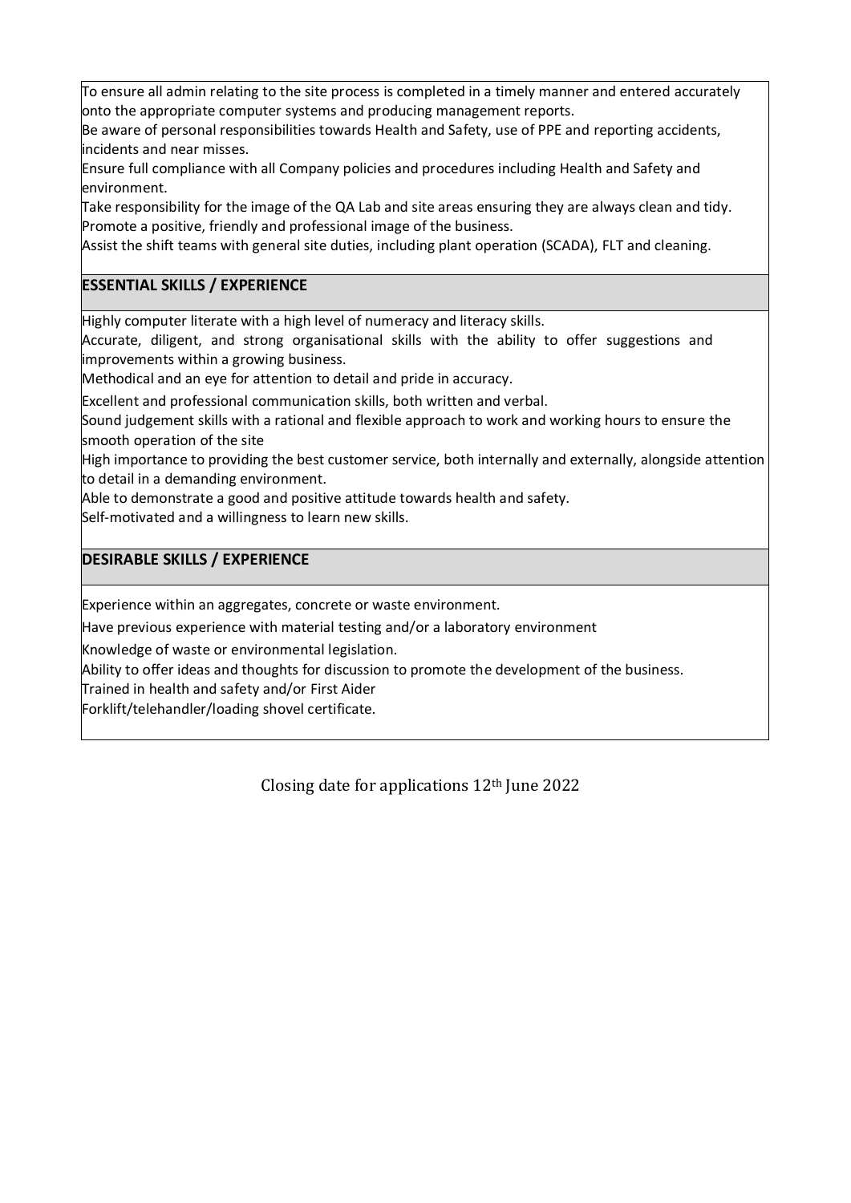To ensure all admin relating to the site process is completed in a timely manner and entered accurately onto the appropriate computer systems and producing management reports.

Be aware of personal responsibilities towards Health and Safety, use of PPE and reporting accidents, incidents and near misses.

Ensure full compliance with all Company policies and procedures including Health and Safety and environment.

Take responsibility for the image of the QA Lab and site areas ensuring they are always clean and tidy.

Promote a positive, friendly and professional image of the business.

Assist the shift teams with general site duties, including plant operation (SCADA), FLT and cleaning.

## ESSENTIAL SKILLS / EXPERIENCE

Highly computer literate with a high level of numeracy and literacy skills.

Accurate, diligent, and strong organisational skills with the ability to offer suggestions and improvements within a growing business.

Methodical and an eye for attention to detail and pride in accuracy.

Excellent and professional communication skills, both written and verbal.

Sound judgement skills with a rational and flexible approach to work and working hours to ensure the smooth operation of the site

High importance to providing the best customer service, both internally and externally, alongside attention to detail in a demanding environment.

Able to demonstrate a good and positive attitude towards health and safety.

Self-motivated and a willingness to learn new skills.

## DESIRABLE SKILLS / EXPERIENCE

Experience within an aggregates, concrete or waste environment.

Have previous experience with material testing and/or a laboratory environment

Knowledge of waste or environmental legislation.

Ability to offer ideas and thoughts for discussion to promote the development of the business.

Trained in health and safety and/or First Aider

Forklift/telehandler/loading shovel certificate.

Closing date for applications 12th June 2022